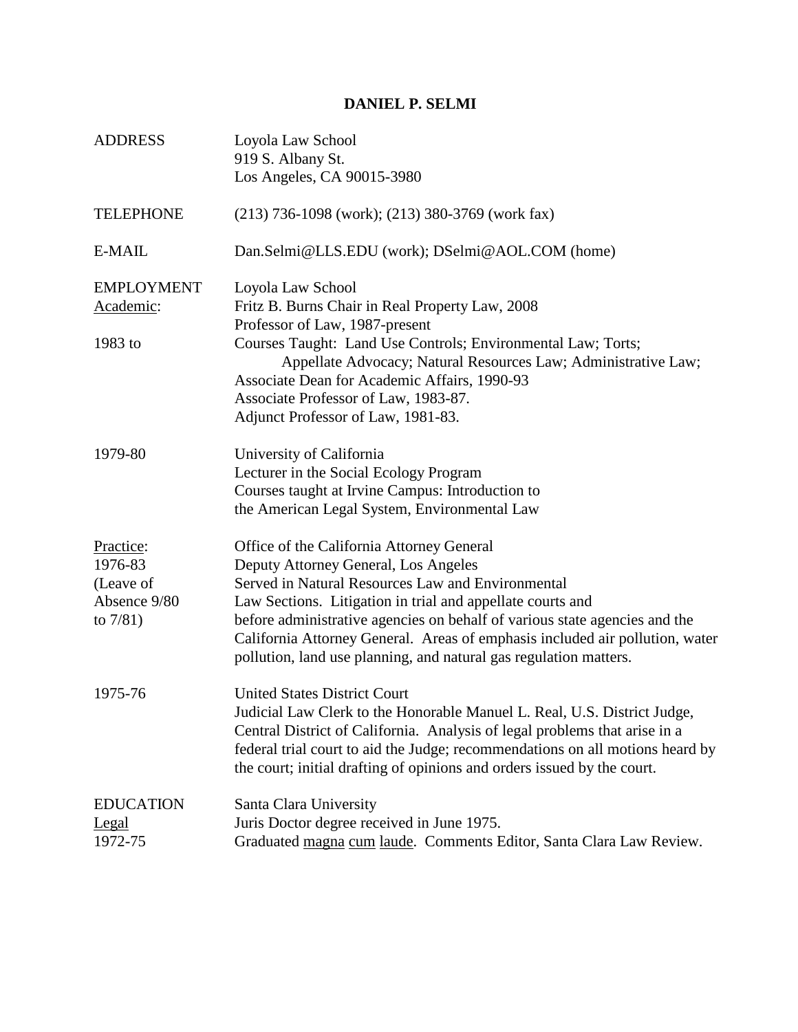# DANIEL P. SELMI

| | |
|---|---|
| ADDRESS | Loyola Law School<br>919 S. Albany St.<br>Los Angeles, CA 90015-3980 |
| TELEPHONE | (213) 736-1098 (work); (213) 380-3769 (work fax) |
| E-MAIL | Dan.Selmi@LLS.EDU (work); DSelmi@AOL.COM (home) |
| EMPLOYMENT<br>Academic:<br><br>1983 to | Loyola Law School<br>Fritz B. Burns Chair in Real Property Law, 2008<br>Professor of Law, 1987-present<br>Courses Taught: Land Use Controls; Environmental Law; Torts; Appellate Advocacy; Natural Resources Law; Administrative Law;<br>Associate Dean for Academic Affairs, 1990-93<br>Associate Professor of Law, 1983-87.<br>Adjunct Professor of Law, 1981-83. |
| 1979-80 | University of California<br>Lecturer in the Social Ecology Program<br>Courses taught at Irvine Campus: Introduction to the American Legal System, Environmental Law |
| Practice:<br>1976-83<br>(Leave of Absence 9/80 to 7/81) | Office of the California Attorney General<br>Deputy Attorney General, Los Angeles<br>Served in Natural Resources Law and Environmental Law Sections. Litigation in trial and appellate courts and before administrative agencies on behalf of various state agencies and the California Attorney General. Areas of emphasis included air pollution, water pollution, land use planning, and natural gas regulation matters. |
| 1975-76 | United States District Court<br>Judicial Law Clerk to the Honorable Manuel L. Real, U.S. District Judge, Central District of California. Analysis of legal problems that arise in a federal trial court to aid the Judge; recommendations on all motions heard by the court; initial drafting of opinions and orders issued by the court. |
| EDUCATION<br>Legal<br>1972-75 | Santa Clara University<br>Juris Doctor degree received in June 1975.<br>Graduated magna cum laude. Comments Editor, Santa Clara Law Review. |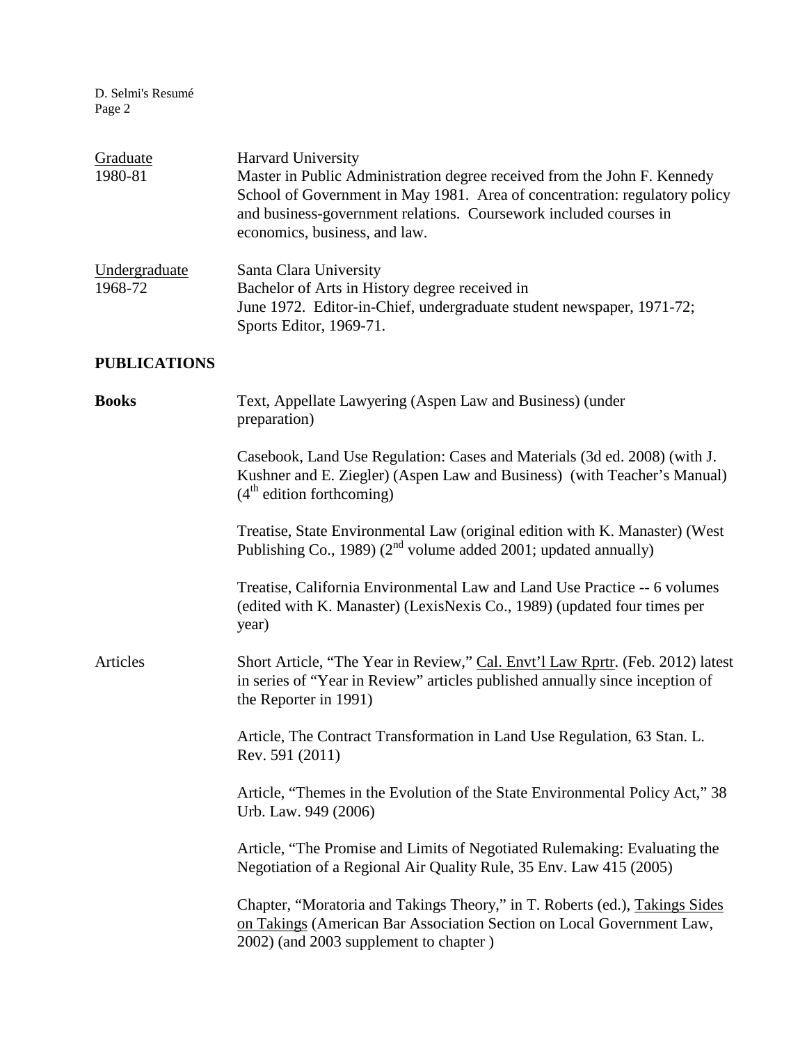Graduate 1980-81 — Harvard University
Master in Public Administration degree received from the John F. Kennedy School of Government in May 1981. Area of concentration: regulatory policy and business-government relations. Coursework included courses in economics, business, and law.

Undergraduate 1968-72 — Santa Clara University
Bachelor of Arts in History degree received in June 1972. Editor-in-Chief, undergraduate student newspaper, 1971-72; Sports Editor, 1969-71.

## PUBLICATIONS

**Books**

Text, Appellate Lawyering (Aspen Law and Business) (under preparation)

Casebook, Land Use Regulation: Cases and Materials (3d ed. 2008) (with J. Kushner and E. Ziegler) (Aspen Law and Business) (with Teacher's Manual) (4th edition forthcoming)

Treatise, State Environmental Law (original edition with K. Manaster) (West Publishing Co., 1989) (2nd volume added 2001; updated annually)

Treatise, California Environmental Law and Land Use Practice -- 6 volumes (edited with K. Manaster) (LexisNexis Co., 1989) (updated four times per year)

**Articles**

Short Article, "The Year in Review," Cal. Envt'l Law Rprtr. (Feb. 2012) latest in series of "Year in Review" articles published annually since inception of the Reporter in 1991)

Article, The Contract Transformation in Land Use Regulation, 63 Stan. L. Rev. 591 (2011)

Article, "Themes in the Evolution of the State Environmental Policy Act," 38 Urb. Law. 949 (2006)

Article, "The Promise and Limits of Negotiated Rulemaking: Evaluating the Negotiation of a Regional Air Quality Rule, 35 Env. Law 415 (2005)

Chapter, "Moratoria and Takings Theory," in T. Roberts (ed.), Takings Sides on Takings (American Bar Association Section on Local Government Law, 2002) (and 2003 supplement to chapter )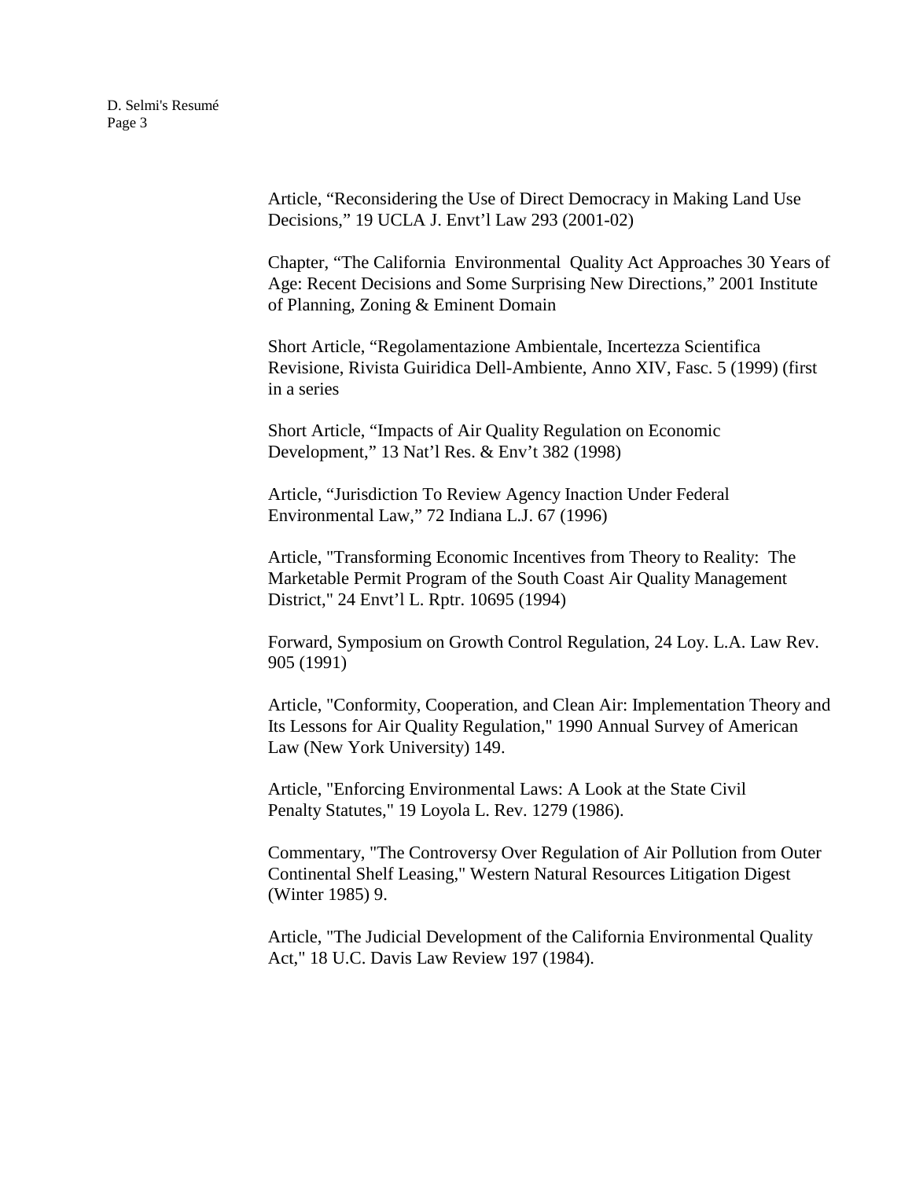Article, “Reconsidering the Use of Direct Democracy in Making Land Use Decisions,” 19 UCLA J. Envt’l Law 293 (2001-02)

Chapter, “The California Environmental Quality Act Approaches 30 Years of Age: Recent Decisions and Some Surprising New Directions,” 2001 Institute of Planning, Zoning & Eminent Domain

Short Article, “Regolamentazione Ambientale, Incertezza Scientifica Revisione, Rivista Guiridica Dell-Ambiente, Anno XIV, Fasc. 5 (1999) (first in a series

Short Article, “Impacts of Air Quality Regulation on Economic Development,” 13 Nat’l Res. & Env’t 382 (1998)

Article, “Jurisdiction To Review Agency Inaction Under Federal Environmental Law,” 72 Indiana L.J. 67 (1996)

Article, "Transforming Economic Incentives from Theory to Reality: The Marketable Permit Program of the South Coast Air Quality Management District," 24 Envt’l L. Rptr. 10695 (1994)

Forward, Symposium on Growth Control Regulation, 24 Loy. L.A. Law Rev. 905 (1991)

Article, "Conformity, Cooperation, and Clean Air: Implementation Theory and Its Lessons for Air Quality Regulation," 1990 Annual Survey of American Law (New York University) 149.

Article, "Enforcing Environmental Laws: A Look at the State Civil Penalty Statutes," 19 Loyola L. Rev. 1279 (1986).

Commentary, "The Controversy Over Regulation of Air Pollution from Outer Continental Shelf Leasing," Western Natural Resources Litigation Digest (Winter 1985) 9.

Article, "The Judicial Development of the California Environmental Quality Act," 18 U.C. Davis Law Review 197 (1984).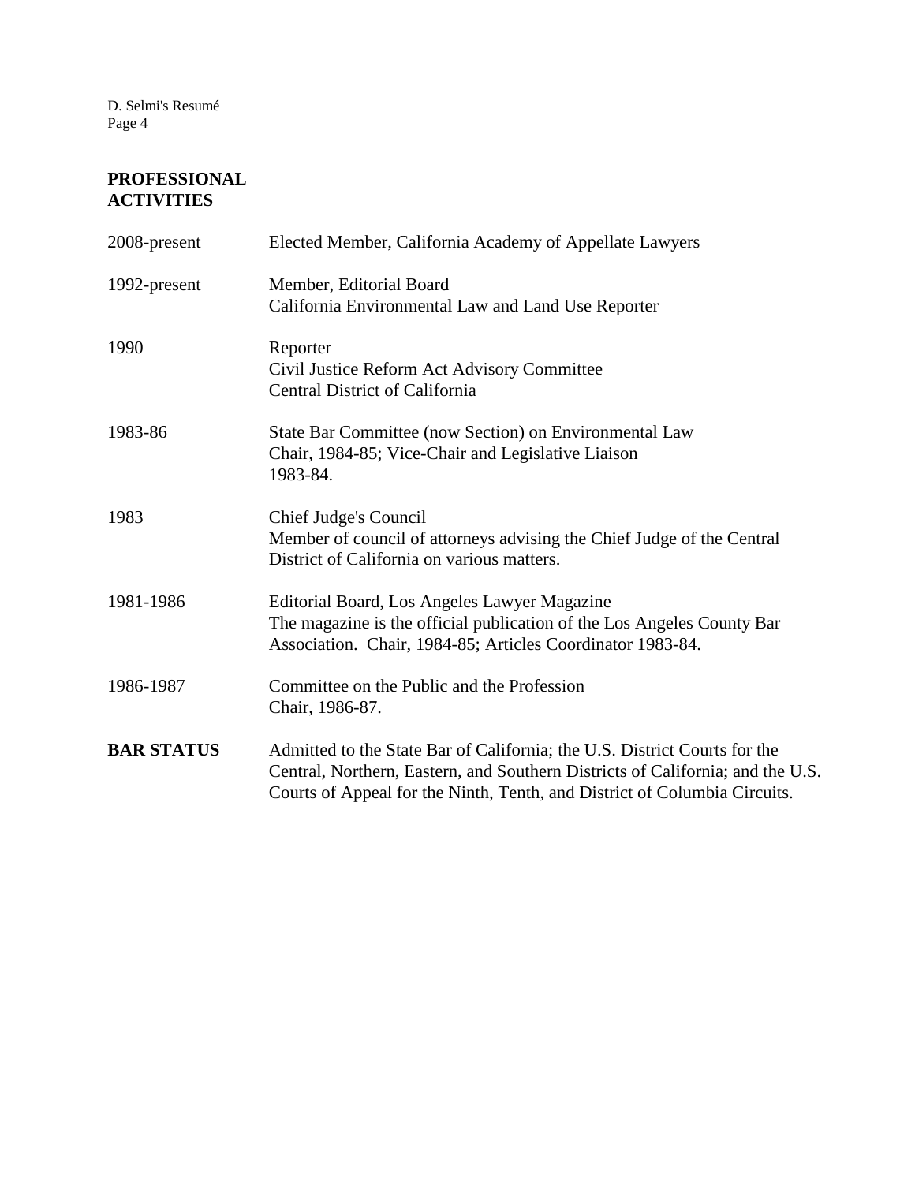## PROFESSIONAL ACTIVITIES

| | |
|---|---|
| 2008-present | Elected Member, California Academy of Appellate Lawyers |
| 1992-present | Member, Editorial Board<br>California Environmental Law and Land Use Reporter |
| 1990 | Reporter<br>Civil Justice Reform Act Advisory Committee<br>Central District of California |
| 1983-86 | State Bar Committee (now Section) on Environmental Law<br>Chair, 1984-85; Vice-Chair and Legislative Liaison<br>1983-84. |
| 1983 | Chief Judge's Council<br>Member of council of attorneys advising the Chief Judge of the Central District of California on various matters. |
| 1981-1986 | Editorial Board, Los Angeles Lawyer Magazine<br>The magazine is the official publication of the Los Angeles County Bar Association. Chair, 1984-85; Articles Coordinator 1983-84. |
| 1986-1987 | Committee on the Public and the Profession<br>Chair, 1986-87. |

**BAR STATUS** Admitted to the State Bar of California; the U.S. District Courts for the Central, Northern, Eastern, and Southern Districts of California; and the U.S. Courts of Appeal for the Ninth, Tenth, and District of Columbia Circuits.